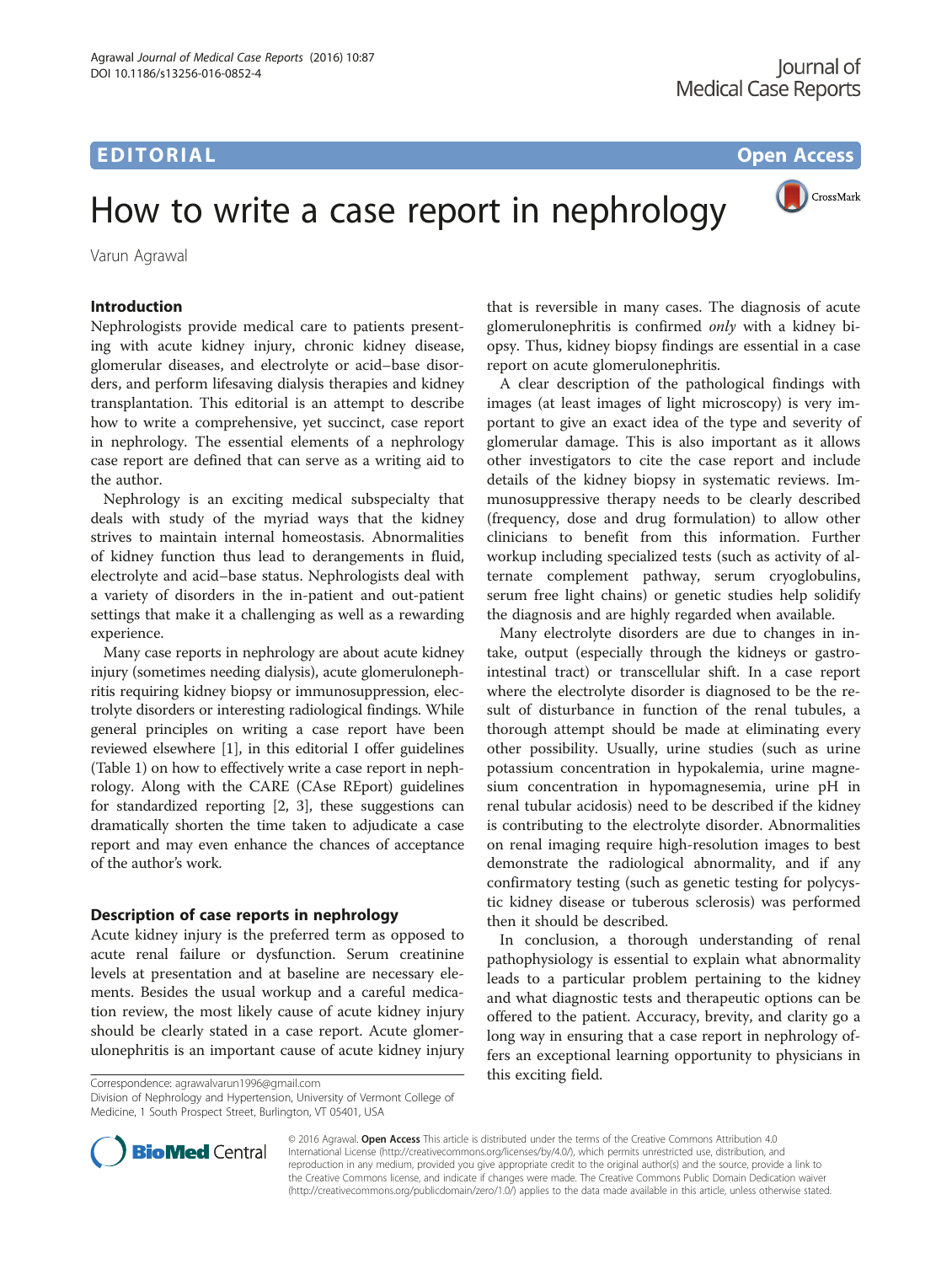EDITORIAL Open Access

# How to write a case report in nephrology

Varun Agrawal

## Introduction

Nephrologists provide medical care to patients presenting with acute kidney injury, chronic kidney disease, glomerular diseases, and electrolyte or acid–base disorders, and perform lifesaving dialysis therapies and kidney transplantation. This editorial is an attempt to describe how to write a comprehensive, yet succinct, case report in nephrology. The essential elements of a nephrology case report are defined that can serve as a writing aid to the author.

Nephrology is an exciting medical subspecialty that deals with study of the myriad ways that the kidney strives to maintain internal homeostasis. Abnormalities of kidney function thus lead to derangements in fluid, electrolyte and acid–base status. Nephrologists deal with a variety of disorders in the in-patient and out-patient settings that make it a challenging as well as a rewarding experience.

Many case reports in nephrology are about acute kidney injury (sometimes needing dialysis), acute glomerulonephritis requiring kidney biopsy or immunosuppression, electrolyte disorders or interesting radiological findings. While general principles on writing a case report have been reviewed elsewhere [1], in this editorial I offer guidelines (Table 1) on how to effectively write a case report in nephrology. Along with the CARE (CAse REport) guidelines for standardized reporting [2, 3], these suggestions can dramatically shorten the time taken to adjudicate a case report and may even enhance the chances of acceptance of the author's work.

## Description of case reports in nephrology

Acute kidney injury is the preferred term as opposed to acute renal failure or dysfunction. Serum creatinine levels at presentation and at baseline are necessary elements. Besides the usual workup and a careful medication review, the most likely cause of acute kidney injury should be clearly stated in a case report. Acute glomerulonephritis is an important cause of acute kidney injury that is reversible in many cases. The diagnosis of acute glomerulonephritis is confirmed *only* with a kidney biopsy. Thus, kidney biopsy findings are essential in a case report on acute glomerulonephritis.

A clear description of the pathological findings with images (at least images of light microscopy) is very important to give an exact idea of the type and severity of glomerular damage. This is also important as it allows other investigators to cite the case report and include details of the kidney biopsy in systematic reviews. Immunosuppressive therapy needs to be clearly described (frequency, dose and drug formulation) to allow other clinicians to benefit from this information. Further workup including specialized tests (such as activity of alternate complement pathway, serum cryoglobulins, serum free light chains) or genetic studies help solidify the diagnosis and are highly regarded when available.

Many electrolyte disorders are due to changes in intake, output (especially through the kidneys or gastrointestinal tract) or transcellular shift. In a case report where the electrolyte disorder is diagnosed to be the result of disturbance in function of the renal tubules, a thorough attempt should be made at eliminating every other possibility. Usually, urine studies (such as urine potassium concentration in hypokalemia, urine magnesium concentration in hypomagnesemia, urine pH in renal tubular acidosis) need to be described if the kidney is contributing to the electrolyte disorder. Abnormalities on renal imaging require high-resolution images to best demonstrate the radiological abnormality, and if any confirmatory testing (such as genetic testing for polycystic kidney disease or tuberous sclerosis) was performed then it should be described.

In conclusion, a thorough understanding of renal pathophysiology is essential to explain what abnormality leads to a particular problem pertaining to the kidney and what diagnostic tests and therapeutic options can be offered to the patient. Accuracy, brevity, and clarity go a long way in ensuring that a case report in nephrology offers an exceptional learning opportunity to physicians in this exciting field.

Correspondence: agrawalvarun1996@gmail.com
Division of Nephrology and Hypertension, University of Vermont College of Medicine, 1 South Prospect Street, Burlington, VT 05401, USA

© 2016 Agrawal. **Open Access** This article is distributed under the terms of the Creative Commons Attribution 4.0 International License (http://creativecommons.org/licenses/by/4.0/), which permits unrestricted use, distribution, and reproduction in any medium, provided you give appropriate credit to the original author(s) and the source, provide a link to the Creative Commons license, and indicate if changes were made. The Creative Commons Public Domain Dedication waiver (http://creativecommons.org/publicdomain/zero/1.0/) applies to the data made available in this article, unless otherwise stated.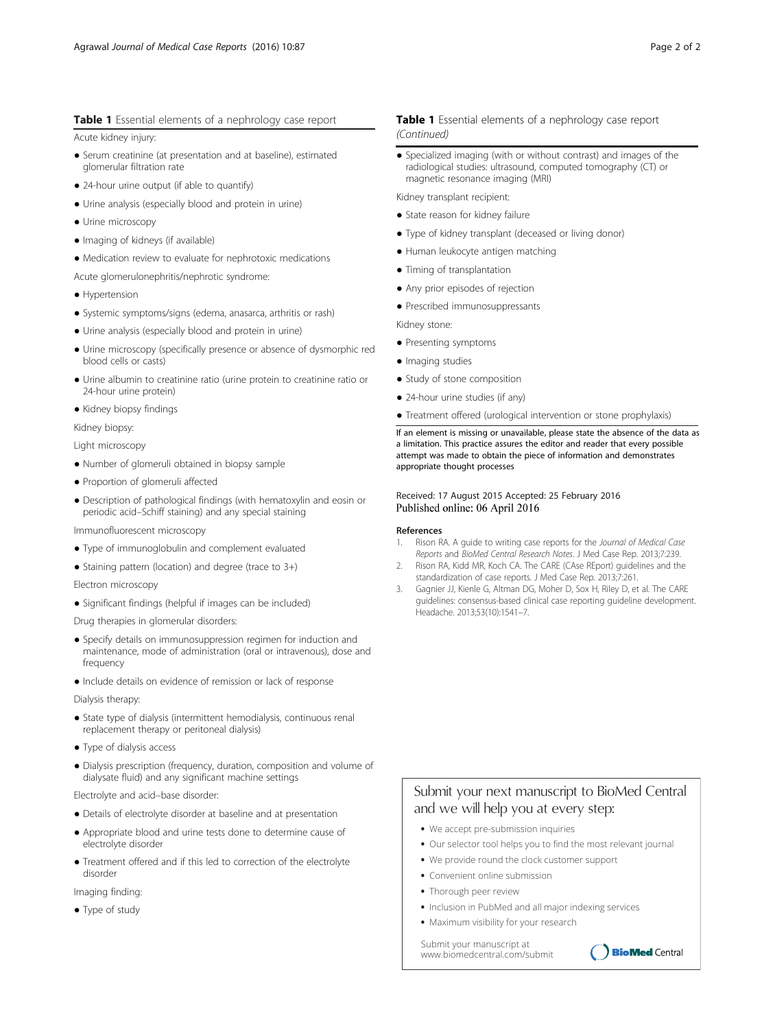**Table 1** Essential elements of a nephrology case report

Acute kidney injury:

- Serum creatinine (at presentation and at baseline), estimated glomerular filtration rate
- 24-hour urine output (if able to quantify)
- Urine analysis (especially blood and protein in urine)
- Urine microscopy
- Imaging of kidneys (if available)
- Medication review to evaluate for nephrotoxic medications

Acute glomerulonephritis/nephrotic syndrome:

- Hypertension
- Systemic symptoms/signs (edema, anasarca, arthritis or rash)
- Urine analysis (especially blood and protein in urine)
- Urine microscopy (specifically presence or absence of dysmorphic red blood cells or casts)
- Urine albumin to creatinine ratio (urine protein to creatinine ratio or 24-hour urine protein)
- Kidney biopsy findings

Kidney biopsy:

Light microscopy

- Number of glomeruli obtained in biopsy sample
- Proportion of glomeruli affected
- Description of pathological findings (with hematoxylin and eosin or periodic acid–Schiff staining) and any special staining

Immunofluorescent microscopy

- Type of immunoglobulin and complement evaluated
- Staining pattern (location) and degree (trace to 3+)

Electron microscopy

- Significant findings (helpful if images can be included)

Drug therapies in glomerular disorders:

- Specify details on immunosuppression regimen for induction and maintenance, mode of administration (oral or intravenous), dose and frequency
- Include details on evidence of remission or lack of response

Dialysis therapy:

- State type of dialysis (intermittent hemodialysis, continuous renal replacement therapy or peritoneal dialysis)
- Type of dialysis access
- Dialysis prescription (frequency, duration, composition and volume of dialysate fluid) and any significant machine settings

Electrolyte and acid–base disorder:

- Details of electrolyte disorder at baseline and at presentation
- Appropriate blood and urine tests done to determine cause of electrolyte disorder
- Treatment offered and if this led to correction of the electrolyte disorder

Imaging finding:

- Type of study
- Specialized imaging (with or without contrast) and images of the radiological studies: ultrasound, computed tomography (CT) or magnetic resonance imaging (MRI)

Kidney transplant recipient:

- State reason for kidney failure
- Type of kidney transplant (deceased or living donor)
- Human leukocyte antigen matching
- Timing of transplantation
- Any prior episodes of rejection
- Prescribed immunosuppressants

Kidney stone:

- Presenting symptoms
- Imaging studies
- Study of stone composition
- 24-hour urine studies (if any)
- Treatment offered (urological intervention or stone prophylaxis)

If an element is missing or unavailable, please state the absence of the data as a limitation. This practice assures the editor and reader that every possible attempt was made to obtain the piece of information and demonstrates appropriate thought processes

Received: 17 August 2015 Accepted: 25 February 2016
Published online: 06 April 2016

### References

1. Rison RA. A guide to writing case reports for the *Journal of Medical Case Reports* and *BioMed Central Research Notes*. J Med Case Rep. 2013;7:239.
2. Rison RA, Kidd MR, Koch CA. The CARE (CAse REport) guidelines and the standardization of case reports. J Med Case Rep. 2013;7:261.
3. Gagnier JJ, Kienle G, Altman DG, Moher D, Sox H, Riley D, et al. The CARE guidelines: consensus-based clinical case reporting guideline development. Headache. 2013;53(10):1541–7.

Submit your next manuscript to BioMed Central and we will help you at every step:

- We accept pre-submission inquiries
- Our selector tool helps you to find the most relevant journal
- We provide round the clock customer support
- Convenient online submission
- Thorough peer review
- Inclusion in PubMed and all major indexing services
- Maximum visibility for your research

Submit your manuscript at www.biomedcentral.com/submit

BioMed Central